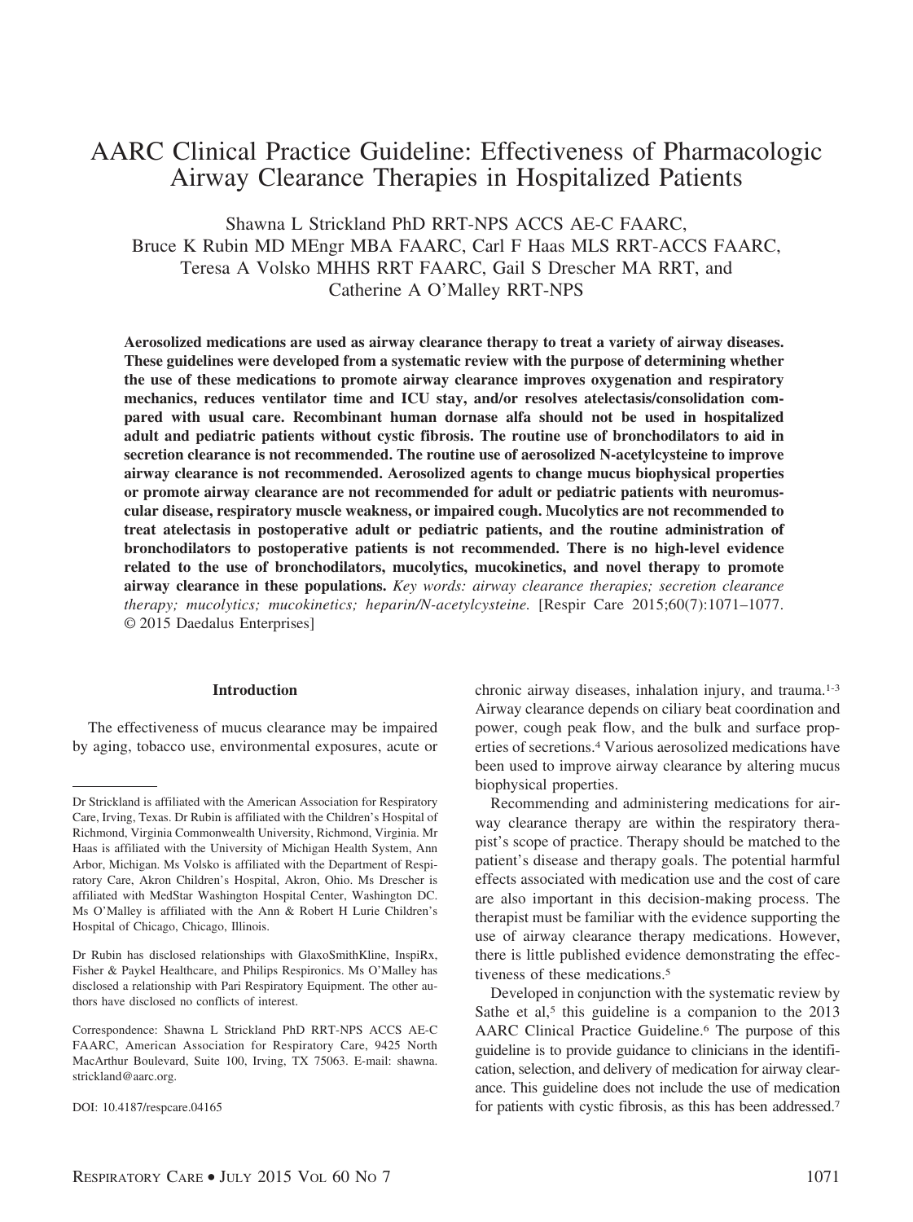# AARC Clinical Practice Guideline: Effectiveness of Pharmacologic Airway Clearance Therapies in Hospitalized Patients

Shawna L Strickland PhD RRT-NPS ACCS AE-C FAARC, Bruce K Rubin MD MEngr MBA FAARC, Carl F Haas MLS RRT-ACCS FAARC, Teresa A Volsko MHHS RRT FAARC, Gail S Drescher MA RRT, and Catherine A O'Malley RRT-NPS

**Aerosolized medications are used as airway clearance therapy to treat a variety of airway diseases. These guidelines were developed from a systematic review with the purpose of determining whether the use of these medications to promote airway clearance improves oxygenation and respiratory mechanics, reduces ventilator time and ICU stay, and/or resolves atelectasis/consolidation compared with usual care. Recombinant human dornase alfa should not be used in hospitalized adult and pediatric patients without cystic fibrosis. The routine use of bronchodilators to aid in secretion clearance is not recommended. The routine use of aerosolized N-acetylcysteine to improve airway clearance is not recommended. Aerosolized agents to change mucus biophysical properties or promote airway clearance are not recommended for adult or pediatric patients with neuromuscular disease, respiratory muscle weakness, or impaired cough. Mucolytics are not recommended to treat atelectasis in postoperative adult or pediatric patients, and the routine administration of bronchodilators to postoperative patients is not recommended. There is no high-level evidence related to the use of bronchodilators, mucolytics, mucokinetics, and novel therapy to promote airway clearance in these populations.** *Key words: airway clearance therapies; secretion clearance therapy; mucolytics; mucokinetics; heparin/N-acetylcysteine.* [Respir Care 2015;60(7):1071–1077. © 2015 Daedalus Enterprises]

## Introduction

The effectiveness of mucus clearance may be impaired by aging, tobacco use, environmental exposures, acute or chronic airway diseases, inhalation injury, and trauma.[1-3] Airway clearance depends on ciliary beat coordination and power, cough peak flow, and the bulk and surface properties of secretions.[4] Various aerosolized medications have been used to improve airway clearance by altering mucus biophysical properties.

Recommending and administering medications for airway clearance therapy are within the respiratory therapist's scope of practice. Therapy should be matched to the patient's disease and therapy goals. The potential harmful effects associated with medication use and the cost of care are also important in this decision-making process. The therapist must be familiar with the evidence supporting the use of airway clearance therapy medications. However, there is little published evidence demonstrating the effectiveness of these medications.[5]

Developed in conjunction with the systematic review by Sathe et al,[5] this guideline is a companion to the 2013 AARC Clinical Practice Guideline.[6] The purpose of this guideline is to provide guidance to clinicians in the identification, selection, and delivery of medication for airway clearance. This guideline does not include the use of medication for patients with cystic fibrosis, as this has been addressed.[7]

---

Dr Strickland is affiliated with the American Association for Respiratory Care, Irving, Texas. Dr Rubin is affiliated with the Children's Hospital of Richmond, Virginia Commonwealth University, Richmond, Virginia. Mr Haas is affiliated with the University of Michigan Health System, Ann Arbor, Michigan. Ms Volsko is affiliated with the Department of Respiratory Care, Akron Children's Hospital, Akron, Ohio. Ms Drescher is affiliated with MedStar Washington Hospital Center, Washington DC. Ms O'Malley is affiliated with the Ann & Robert H Lurie Children's Hospital of Chicago, Chicago, Illinois.

Dr Rubin has disclosed relationships with GlaxoSmithKline, InspiRx, Fisher & Paykel Healthcare, and Philips Respironics. Ms O'Malley has disclosed a relationship with Pari Respiratory Equipment. The other authors have disclosed no conflicts of interest.

Correspondence: Shawna L Strickland PhD RRT-NPS ACCS AE-C FAARC, American Association for Respiratory Care, 9425 North MacArthur Boulevard, Suite 100, Irving, TX 75063. E-mail: shawna.strickland@aarc.org.

DOI: 10.4187/respcare.04165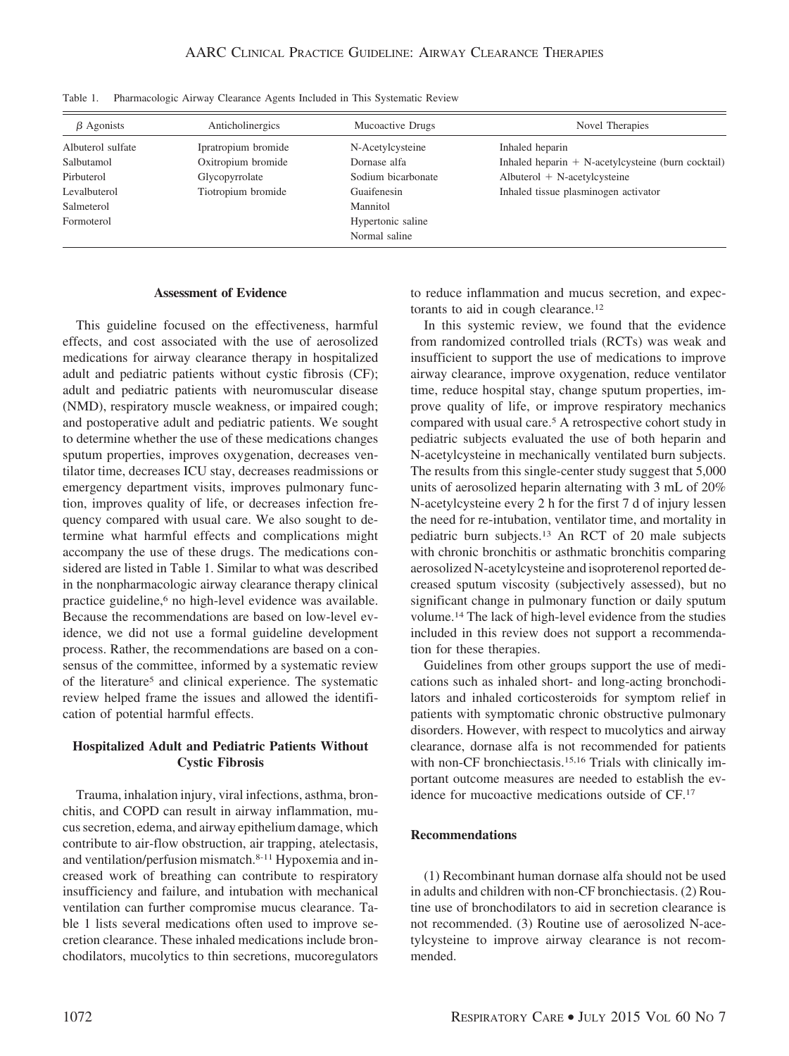Table 1. Pharmacologic Airway Clearance Agents Included in This Systematic Review

| β Agonists | Anticholinergics | Mucoactive Drugs | Novel Therapies |
|---|---|---|---|
| Albuterol sulfate | Ipratropium bromide | N-Acetylcysteine | Inhaled heparin |
| Salbutamol | Oxitropium bromide | Dornase alfa | Inhaled heparin + N-acetylcysteine (burn cocktail) |
| Pirbuterol | Glycopyrrolate | Sodium bicarbonate | Albuterol + N-acetylcysteine |
| Levalbuterol | Tiotropium bromide | Guaifenesin | Inhaled tissue plasminogen activator |
| Salmeterol | | Mannitol | |
| Formoterol | | Hypertonic saline | |
| | | Normal saline | |

## Assessment of Evidence

This guideline focused on the effectiveness, harmful effects, and cost associated with the use of aerosolized medications for airway clearance therapy in hospitalized adult and pediatric patients without cystic fibrosis (CF); adult and pediatric patients with neuromuscular disease (NMD), respiratory muscle weakness, or impaired cough; and postoperative adult and pediatric patients. We sought to determine whether the use of these medications changes sputum properties, improves oxygenation, decreases ventilator time, decreases ICU stay, decreases readmissions or emergency department visits, improves pulmonary function, improves quality of life, or decreases infection frequency compared with usual care. We also sought to determine what harmful effects and complications might accompany the use of these drugs. The medications considered are listed in Table 1. Similar to what was described in the nonpharmacologic airway clearance therapy clinical practice guideline,[6] no high-level evidence was available. Because the recommendations are based on low-level evidence, we did not use a formal guideline development process. Rather, the recommendations are based on a consensus of the committee, informed by a systematic review of the literature[5] and clinical experience. The systematic review helped frame the issues and allowed the identification of potential harmful effects.

## Hospitalized Adult and Pediatric Patients Without Cystic Fibrosis

Trauma, inhalation injury, viral infections, asthma, bronchitis, and COPD can result in airway inflammation, mucus secretion, edema, and airway epithelium damage, which contribute to air-flow obstruction, air trapping, atelectasis, and ventilation/perfusion mismatch.[8-11] Hypoxemia and increased work of breathing can contribute to respiratory insufficiency and failure, and intubation with mechanical ventilation can further compromise mucus clearance. Table 1 lists several medications often used to improve secretion clearance. These inhaled medications include bronchodilators, mucolytics to thin secretions, mucoregulators to reduce inflammation and mucus secretion, and expectorants to aid in cough clearance.[12]

In this systemic review, we found that the evidence from randomized controlled trials (RCTs) was weak and insufficient to support the use of medications to improve airway clearance, improve oxygenation, reduce ventilator time, reduce hospital stay, change sputum properties, improve quality of life, or improve respiratory mechanics compared with usual care.[5] A retrospective cohort study in pediatric subjects evaluated the use of both heparin and N-acetylcysteine in mechanically ventilated burn subjects. The results from this single-center study suggest that 5,000 units of aerosolized heparin alternating with 3 mL of 20% N-acetylcysteine every 2 h for the first 7 d of injury lessen the need for re-intubation, ventilator time, and mortality in pediatric burn subjects.[13] An RCT of 20 male subjects with chronic bronchitis or asthmatic bronchitis comparing aerosolized N-acetylcysteine and isoproterenol reported decreased sputum viscosity (subjectively assessed), but no significant change in pulmonary function or daily sputum volume.[14] The lack of high-level evidence from the studies included in this review does not support a recommendation for these therapies.

Guidelines from other groups support the use of medications such as inhaled short- and long-acting bronchodilators and inhaled corticosteroids for symptom relief in patients with symptomatic chronic obstructive pulmonary disorders. However, with respect to mucolytics and airway clearance, dornase alfa is not recommended for patients with non-CF bronchiectasis.[15,16] Trials with clinically important outcome measures are needed to establish the evidence for mucoactive medications outside of CF.[17]

### Recommendations

(1) Recombinant human dornase alfa should not be used in adults and children with non-CF bronchiectasis. (2) Routine use of bronchodilators to aid in secretion clearance is not recommended. (3) Routine use of aerosolized N-acetylcysteine to improve airway clearance is not recommended.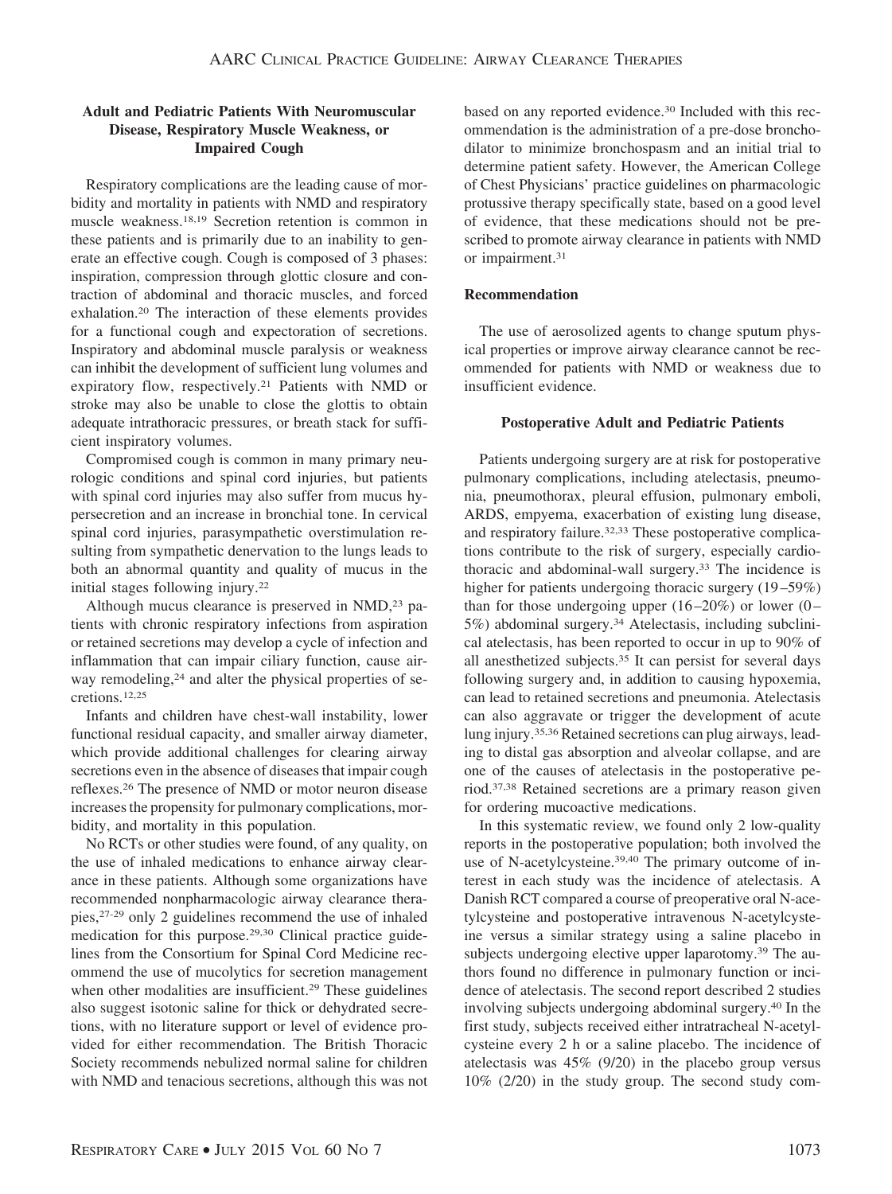### Adult and Pediatric Patients With Neuromuscular Disease, Respiratory Muscle Weakness, or Impaired Cough

Respiratory complications are the leading cause of morbidity and mortality in patients with NMD and respiratory muscle weakness.[18,19] Secretion retention is common in these patients and is primarily due to an inability to generate an effective cough. Cough is composed of 3 phases: inspiration, compression through glottic closure and contraction of abdominal and thoracic muscles, and forced exhalation.[20] The interaction of these elements provides for a functional cough and expectoration of secretions. Inspiratory and abdominal muscle paralysis or weakness can inhibit the development of sufficient lung volumes and expiratory flow, respectively.[21] Patients with NMD or stroke may also be unable to close the glottis to obtain adequate intrathoracic pressures, or breath stack for sufficient inspiratory volumes.

Compromised cough is common in many primary neurologic conditions and spinal cord injuries, but patients with spinal cord injuries may also suffer from mucus hypersecretion and an increase in bronchial tone. In cervical spinal cord injuries, parasympathetic overstimulation resulting from sympathetic denervation to the lungs leads to both an abnormal quantity and quality of mucus in the initial stages following injury.[22]

Although mucus clearance is preserved in NMD,[23] patients with chronic respiratory infections from aspiration or retained secretions may develop a cycle of infection and inflammation that can impair ciliary function, cause airway remodeling,[24] and alter the physical properties of secretions.[12,25]

Infants and children have chest-wall instability, lower functional residual capacity, and smaller airway diameter, which provide additional challenges for clearing airway secretions even in the absence of diseases that impair cough reflexes.[26] The presence of NMD or motor neuron disease increases the propensity for pulmonary complications, morbidity, and mortality in this population.

No RCTs or other studies were found, of any quality, on the use of inhaled medications to enhance airway clearance in these patients. Although some organizations have recommended nonpharmacologic airway clearance therapies,[27-29] only 2 guidelines recommend the use of inhaled medication for this purpose.[29,30] Clinical practice guidelines from the Consortium for Spinal Cord Medicine recommend the use of mucolytics for secretion management when other modalities are insufficient.[29] These guidelines also suggest isotonic saline for thick or dehydrated secretions, with no literature support or level of evidence provided for either recommendation. The British Thoracic Society recommends nebulized normal saline for children with NMD and tenacious secretions, although this was not based on any reported evidence.[30] Included with this recommendation is the administration of a pre-dose bronchodilator to minimize bronchospasm and an initial trial to determine patient safety. However, the American College of Chest Physicians' practice guidelines on pharmacologic protussive therapy specifically state, based on a good level of evidence, that these medications should not be prescribed to promote airway clearance in patients with NMD or impairment.[31]

#### Recommendation

The use of aerosolized agents to change sputum physical properties or improve airway clearance cannot be recommended for patients with NMD or weakness due to insufficient evidence.

### Postoperative Adult and Pediatric Patients

Patients undergoing surgery are at risk for postoperative pulmonary complications, including atelectasis, pneumonia, pneumothorax, pleural effusion, pulmonary emboli, ARDS, empyema, exacerbation of existing lung disease, and respiratory failure.[32,33] These postoperative complications contribute to the risk of surgery, especially cardiothoracic and abdominal-wall surgery.[33] The incidence is higher for patients undergoing thoracic surgery (19–59%) than for those undergoing upper (16–20%) or lower (0–5%) abdominal surgery.[34] Atelectasis, including subclinical atelectasis, has been reported to occur in up to 90% of all anesthetized subjects.[35] It can persist for several days following surgery and, in addition to causing hypoxemia, can lead to retained secretions and pneumonia. Atelectasis can also aggravate or trigger the development of acute lung injury.[35,36] Retained secretions can plug airways, leading to distal gas absorption and alveolar collapse, and are one of the causes of atelectasis in the postoperative period.[37,38] Retained secretions are a primary reason given for ordering mucoactive medications.

In this systematic review, we found only 2 low-quality reports in the postoperative population; both involved the use of N-acetylcysteine.[39,40] The primary outcome of interest in each study was the incidence of atelectasis. A Danish RCT compared a course of preoperative oral N-acetylcysteine and postoperative intravenous N-acetylcysteine versus a similar strategy using a saline placebo in subjects undergoing elective upper laparotomy.[39] The authors found no difference in pulmonary function or incidence of atelectasis. The second report described 2 studies involving subjects undergoing abdominal surgery.[40] In the first study, subjects received either intratracheal N-acetylcysteine every 2 h or a saline placebo. The incidence of atelectasis was 45% (9/20) in the placebo group versus 10% (2/20) in the study group. The second study com-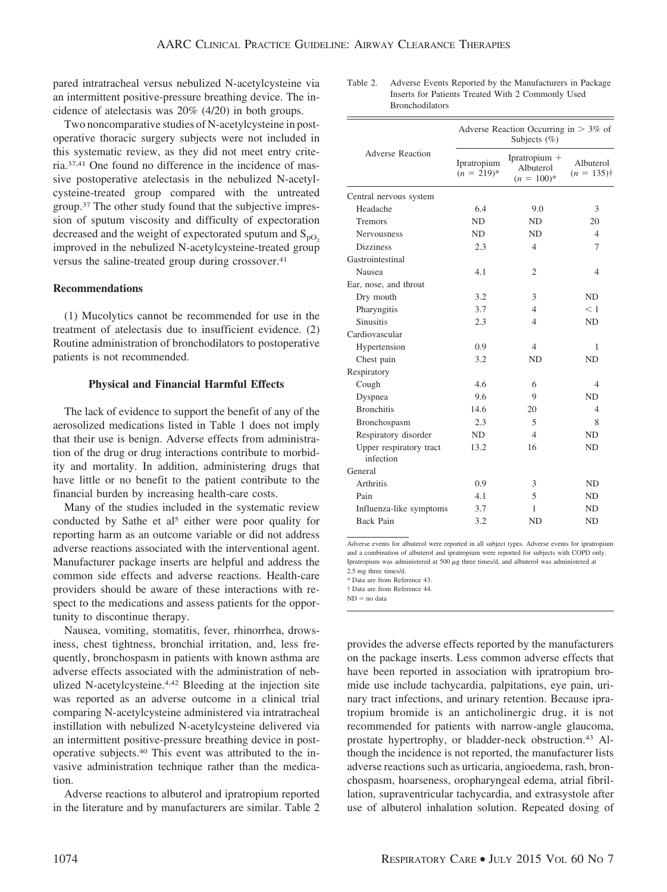pared intratracheal versus nebulized N-acetylcysteine via an intermittent positive-pressure breathing device. The incidence of atelectasis was 20% (4/20) in both groups.

Two noncomparative studies of N-acetylcysteine in postoperative thoracic surgery subjects were not included in this systematic review, as they did not meet entry criteria.[37,41] One found no difference in the incidence of massive postoperative atelectasis in the nebulized N-acetylcysteine-treated group compared with the untreated group.[37] The other study found that the subjective impression of sputum viscosity and difficulty of expectoration decreased and the weight of expectorated sputum and $S_{pO_2}$ improved in the nebulized N-acetylcysteine-treated group versus the saline-treated group during crossover.[41]

### Recommendations

(1) Mucolytics cannot be recommended for use in the treatment of atelectasis due to insufficient evidence. (2) Routine administration of bronchodilators to postoperative patients is not recommended.

### Physical and Financial Harmful Effects

The lack of evidence to support the benefit of any of the aerosolized medications listed in Table 1 does not imply that their use is benign. Adverse effects from administration of the drug or drug interactions contribute to morbidity and mortality. In addition, administering drugs that have little or no benefit to the patient contribute to the financial burden by increasing health-care costs.

Many of the studies included in the systematic review conducted by Sathe et al[5] either were poor quality for reporting harm as an outcome variable or did not address adverse reactions associated with the interventional agent. Manufacturer package inserts are helpful and address the common side effects and adverse reactions. Health-care providers should be aware of these interactions with respect to the medications and assess patients for the opportunity to discontinue therapy.

Nausea, vomiting, stomatitis, fever, rhinorrhea, drowsiness, chest tightness, bronchial irritation, and, less frequently, bronchospasm in patients with known asthma are adverse effects associated with the administration of nebulized N-acetylcysteine.[4,42] Bleeding at the injection site was reported as an adverse outcome in a clinical trial comparing N-acetylcysteine administered via intratracheal instillation with nebulized N-acetylcysteine delivered via an intermittent positive-pressure breathing device in postoperative subjects.[40] This event was attributed to the invasive administration technique rather than the medication.

Adverse reactions to albuterol and ipratropium reported in the literature and by manufacturers are similar. Table 2 provides the adverse effects reported by the manufacturers on the package inserts. Less common adverse effects that have been reported in association with ipratropium bromide use include tachycardia, palpitations, eye pain, urinary tract infections, and urinary retention. Because ipratropium bromide is an anticholinergic drug, it is not recommended for patients with narrow-angle glaucoma, prostate hypertrophy, or bladder-neck obstruction.[43] Although the incidence is not reported, the manufacturer lists adverse reactions such as urticaria, angioedema, rash, bronchospasm, hoarseness, oropharyngeal edema, atrial fibrillation, supraventricular tachycardia, and extrasystole after use of albuterol inhalation solution. Repeated dosing of

Table 2. Adverse Events Reported by the Manufacturers in Package Inserts for Patients Treated With 2 Commonly Used Bronchodilators

| Adverse Reaction | Adverse Reaction Occurring in > 3% of Subjects (%) | | |
|---|---|---|---|
| | Ipratropium (n = 219)* | Ipratropium + Albuterol (n = 100)* | Albuterol (n = 135)† |
| **Central nervous system** | | | |
| Headache | 6.4 | 9.0 | 3 |
| Tremors | ND | ND | 20 |
| Nervousness | ND | ND | 4 |
| Dizziness | 2.3 | 4 | 7 |
| **Gastrointestinal** | | | |
| Nausea | 4.1 | 2 | 4 |
| **Ear, nose, and throat** | | | |
| Dry mouth | 3.2 | 3 | ND |
| Pharyngitis | 3.7 | 4 | < 1 |
| Sinusitis | 2.3 | 4 | ND |
| **Cardiovascular** | | | |
| Hypertension | 0.9 | 4 | 1 |
| Chest pain | 3.2 | ND | ND |
| **Respiratory** | | | |
| Cough | 4.6 | 6 | 4 |
| Dyspnea | 9.6 | 9 | ND |
| Bronchitis | 14.6 | 20 | 4 |
| Bronchospasm | 2.3 | 5 | 8 |
| Respiratory disorder | ND | 4 | ND |
| Upper respiratory tract infection | 13.2 | 16 | ND |
| **General** | | | |
| Arthritis | 0.9 | 3 | ND |
| Pain | 4.1 | 5 | ND |
| Influenza-like symptoms | 3.7 | 1 | ND |
| Back Pain | 3.2 | ND | ND |

Adverse events for albuterol were reported in all subject types. Adverse events for ipratropium and a combination of albuterol and ipratropium were reported for subjects with COPD only. Ipratropium was administered at 500 μg three times/d, and albuterol was administered at 2.5 mg three times/d.
\* Data are from Reference 43.
† Data are from Reference 44.
ND = no data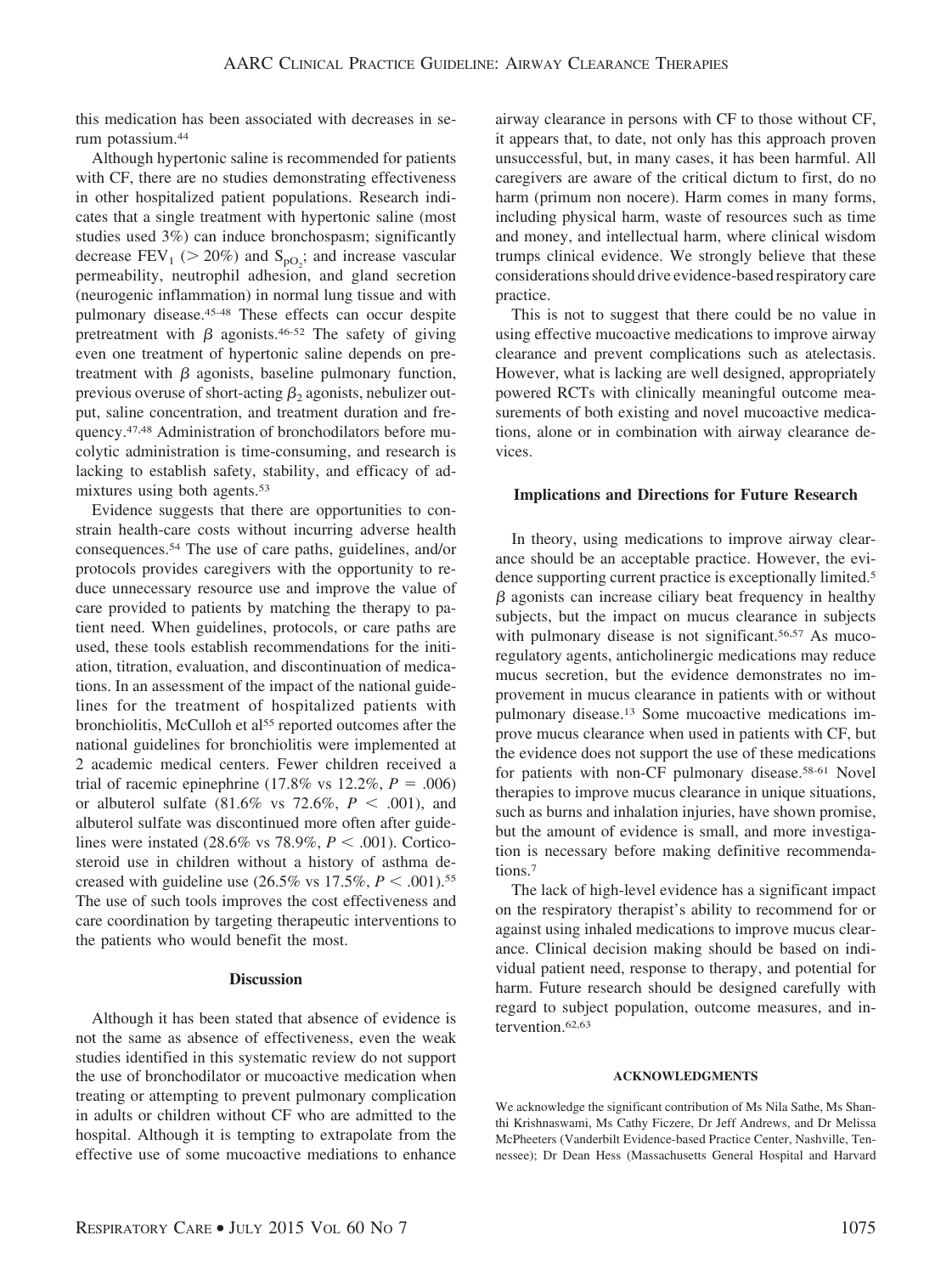this medication has been associated with decreases in serum potassium.[44]

Although hypertonic saline is recommended for patients with CF, there are no studies demonstrating effectiveness in other hospitalized patient populations. Research indicates that a single treatment with hypertonic saline (most studies used 3%) can induce bronchospasm; significantly decrease $FEV_1$ (> 20%) and $S_{pO_2}$; and increase vascular permeability, neutrophil adhesion, and gland secretion (neurogenic inflammation) in normal lung tissue and with pulmonary disease.[45-48] These effects can occur despite pretreatment with $\beta$ agonists.[46-52] The safety of giving even one treatment of hypertonic saline depends on pretreatment with $\beta$ agonists, baseline pulmonary function, previous overuse of short-acting $\beta_2$ agonists, nebulizer output, saline concentration, and treatment duration and frequency.[47,48] Administration of bronchodilators before mucolytic administration is time-consuming, and research is lacking to establish safety, stability, and efficacy of admixtures using both agents.[53]

Evidence suggests that there are opportunities to constrain health-care costs without incurring adverse health consequences.[54] The use of care paths, guidelines, and/or protocols provides caregivers with the opportunity to reduce unnecessary resource use and improve the value of care provided to patients by matching the therapy to patient need. When guidelines, protocols, or care paths are used, these tools establish recommendations for the initiation, titration, evaluation, and discontinuation of medications. In an assessment of the impact of the national guidelines for the treatment of hospitalized patients with bronchiolitis, McCulloh et al[55] reported outcomes after the national guidelines for bronchiolitis were implemented at 2 academic medical centers. Fewer children received a trial of racemic epinephrine (17.8% vs 12.2%, $P = .006$) or albuterol sulfate (81.6% vs 72.6%, $P < .001$), and albuterol sulfate was discontinued more often after guidelines were instated (28.6% vs 78.9%, $P < .001$). Corticosteroid use in children without a history of asthma decreased with guideline use (26.5% vs 17.5%, $P < .001$).[55] The use of such tools improves the cost effectiveness and care coordination by targeting therapeutic interventions to the patients who would benefit the most.

## Discussion

Although it has been stated that absence of evidence is not the same as absence of effectiveness, even the weak studies identified in this systematic review do not support the use of bronchodilator or mucoactive medication when treating or attempting to prevent pulmonary complication in adults or children without CF who are admitted to the hospital. Although it is tempting to extrapolate from the effective use of some mucoactive mediations to enhance airway clearance in persons with CF to those without CF, it appears that, to date, not only has this approach proven unsuccessful, but, in many cases, it has been harmful. All caregivers are aware of the critical dictum to first, do no harm (primum non nocere). Harm comes in many forms, including physical harm, waste of resources such as time and money, and intellectual harm, where clinical wisdom trumps clinical evidence. We strongly believe that these considerations should drive evidence-based respiratory care practice.

This is not to suggest that there could be no value in using effective mucoactive medications to improve airway clearance and prevent complications such as atelectasis. However, what is lacking are well designed, appropriately powered RCTs with clinically meaningful outcome measurements of both existing and novel mucoactive medications, alone or in combination with airway clearance devices.

## Implications and Directions for Future Research

In theory, using medications to improve airway clearance should be an acceptable practice. However, the evidence supporting current practice is exceptionally limited.[5] $\beta$ agonists can increase ciliary beat frequency in healthy subjects, but the impact on mucus clearance in subjects with pulmonary disease is not significant.[56,57] As mucoregulatory agents, anticholinergic medications may reduce mucus secretion, but the evidence demonstrates no improvement in mucus clearance in patients with or without pulmonary disease.[13] Some mucoactive medications improve mucus clearance when used in patients with CF, but the evidence does not support the use of these medications for patients with non-CF pulmonary disease.[58-61] Novel therapies to improve mucus clearance in unique situations, such as burns and inhalation injuries, have shown promise, but the amount of evidence is small, and more investigation is necessary before making definitive recommendations.[7]

The lack of high-level evidence has a significant impact on the respiratory therapist's ability to recommend for or against using inhaled medications to improve mucus clearance. Clinical decision making should be based on individual patient need, response to therapy, and potential for harm. Future research should be designed carefully with regard to subject population, outcome measures, and intervention.[62,63]

### ACKNOWLEDGMENTS

We acknowledge the significant contribution of Ms Nila Sathe, Ms Shanthi Krishnaswami, Ms Cathy Ficzere, Dr Jeff Andrews, and Dr Melissa McPheeters (Vanderbilt Evidence-based Practice Center, Nashville, Tennessee); Dr Dean Hess (Massachusetts General Hospital and Harvard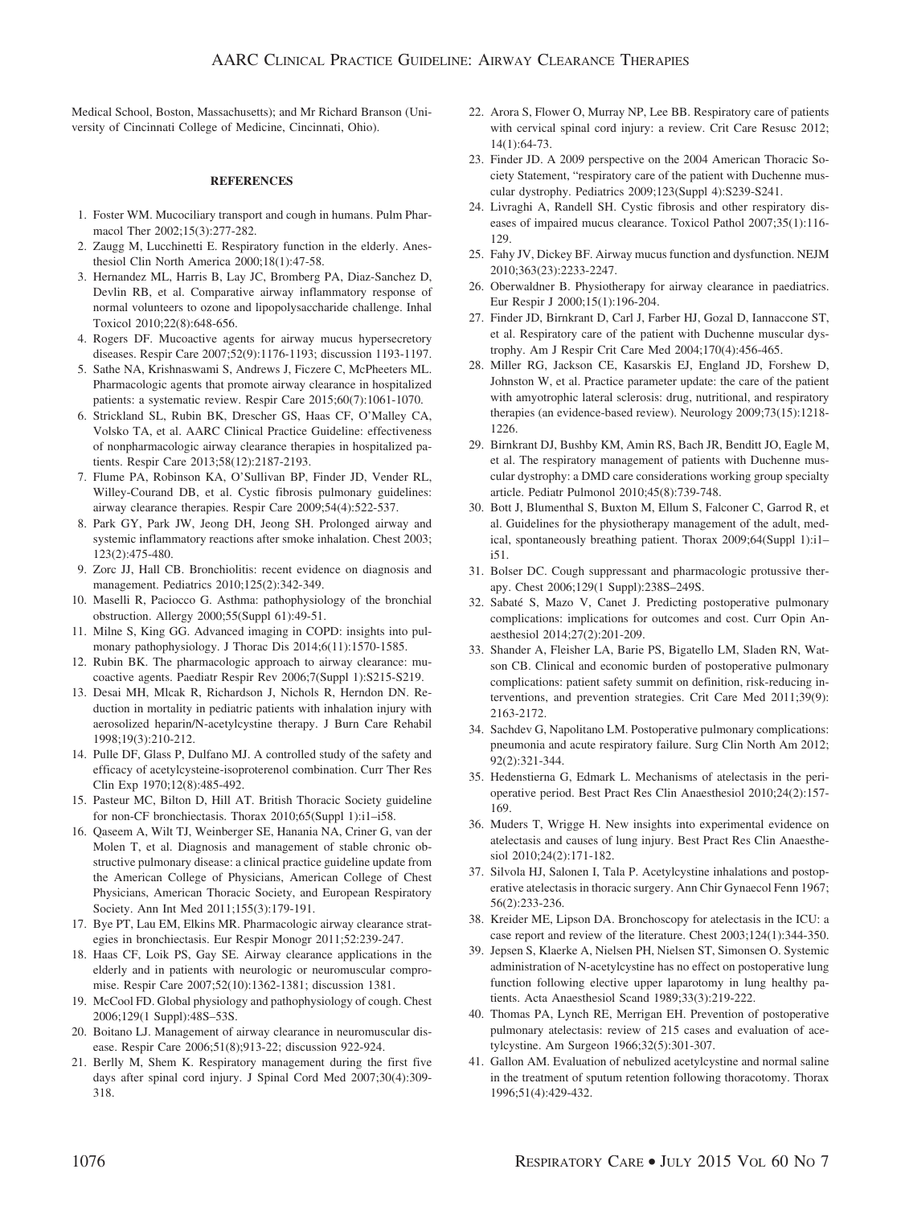Medical School, Boston, Massachusetts); and Mr Richard Branson (University of Cincinnati College of Medicine, Cincinnati, Ohio).

## REFERENCES

1. Foster WM. Mucociliary transport and cough in humans. Pulm Pharmacol Ther 2002;15(3):277-282.
2. Zaugg M, Lucchinetti E. Respiratory function in the elderly. Anesthesiol Clin North America 2000;18(1):47-58.
3. Hernandez ML, Harris B, Lay JC, Bromberg PA, Diaz-Sanchez D, Devlin RB, et al. Comparative airway inflammatory response of normal volunteers to ozone and lipopolysaccharide challenge. Inhal Toxicol 2010;22(8):648-656.
4. Rogers DF. Mucoactive agents for airway mucus hypersecretory diseases. Respir Care 2007;52(9):1176-1193; discussion 1193-1197.
5. Sathe NA, Krishnaswami S, Andrews J, Ficzere C, McPheeters ML. Pharmacologic agents that promote airway clearance in hospitalized patients: a systematic review. Respir Care 2015;60(7):1061-1070.
6. Strickland SL, Rubin BK, Drescher GS, Haas CF, O'Malley CA, Volsko TA, et al. AARC Clinical Practice Guideline: effectiveness of nonpharmacologic airway clearance therapies in hospitalized patients. Respir Care 2013;58(12):2187-2193.
7. Flume PA, Robinson KA, O'Sullivan BP, Finder JD, Vender RL, Willey-Courand DB, et al. Cystic fibrosis pulmonary guidelines: airway clearance therapies. Respir Care 2009;54(4):522-537.
8. Park GY, Park JW, Jeong DH, Jeong SH. Prolonged airway and systemic inflammatory reactions after smoke inhalation. Chest 2003; 123(2):475-480.
9. Zorc JJ, Hall CB. Bronchiolitis: recent evidence on diagnosis and management. Pediatrics 2010;125(2):342-349.
10. Maselli R, Paciocco G. Asthma: pathophysiology of the bronchial obstruction. Allergy 2000;55(Suppl 61):49-51.
11. Milne S, King GG. Advanced imaging in COPD: insights into pulmonary pathophysiology. J Thorac Dis 2014;6(11):1570-1585.
12. Rubin BK. The pharmacologic approach to airway clearance: mucoactive agents. Paediatr Respir Rev 2006;7(Suppl 1):S215-S219.
13. Desai MH, Mlcak R, Richardson J, Nichols R, Herndon DN. Reduction in mortality in pediatric patients with inhalation injury with aerosolized heparin/N-acetylcystine therapy. J Burn Care Rehabil 1998;19(3):210-212.
14. Pulle DF, Glass P, Dulfano MJ. A controlled study of the safety and efficacy of acetylcysteine-isoproterenol combination. Curr Ther Res Clin Exp 1970;12(8):485-492.
15. Pasteur MC, Bilton D, Hill AT. British Thoracic Society guideline for non-CF bronchiectasis. Thorax 2010;65(Suppl 1):i1–i58.
16. Qaseem A, Wilt TJ, Weinberger SE, Hanania NA, Criner G, van der Molen T, et al. Diagnosis and management of stable chronic obstructive pulmonary disease: a clinical practice guideline update from the American College of Physicians, American College of Chest Physicians, American Thoracic Society, and European Respiratory Society. Ann Int Med 2011;155(3):179-191.
17. Bye PT, Lau EM, Elkins MR. Pharmacologic airway clearance strategies in bronchiectasis. Eur Respir Monogr 2011;52:239-247.
18. Haas CF, Loik PS, Gay SE. Airway clearance applications in the elderly and in patients with neurologic or neuromuscular compromise. Respir Care 2007;52(10):1362-1381; discussion 1381.
19. McCool FD. Global physiology and pathophysiology of cough. Chest 2006;129(1 Suppl):48S–53S.
20. Boitano LJ. Management of airway clearance in neuromuscular disease. Respir Care 2006;51(8):913-22; discussion 922-924.
21. Berlly M, Shem K. Respiratory management during the first five days after spinal cord injury. J Spinal Cord Med 2007;30(4):309-318.
22. Arora S, Flower O, Murray NP, Lee BB. Respiratory care of patients with cervical spinal cord injury: a review. Crit Care Resusc 2012; 14(1):64-73.
23. Finder JD. A 2009 perspective on the 2004 American Thoracic Society Statement, "respiratory care of the patient with Duchenne muscular dystrophy. Pediatrics 2009;123(Suppl 4):S239-S241.
24. Livraghi A, Randell SH. Cystic fibrosis and other respiratory diseases of impaired mucus clearance. Toxicol Pathol 2007;35(1):116-129.
25. Fahy JV, Dickey BF. Airway mucus function and dysfunction. NEJM 2010;363(23):2233-2247.
26. Oberwaldner B. Physiotherapy for airway clearance in paediatrics. Eur Respir J 2000;15(1):196-204.
27. Finder JD, Birnkrant D, Carl J, Farber HJ, Gozal D, Iannaccone ST, et al. Respiratory care of the patient with Duchenne muscular dystrophy. Am J Respir Crit Care Med 2004;170(4):456-465.
28. Miller RG, Jackson CE, Kasarskis EJ, England JD, Forshew D, Johnston W, et al. Practice parameter update: the care of the patient with amyotrophic lateral sclerosis: drug, nutritional, and respiratory therapies (an evidence-based review). Neurology 2009;73(15):1218-1226.
29. Birnkrant DJ, Bushby KM, Amin RS, Bach JR, Benditt JO, Eagle M, et al. The respiratory management of patients with Duchenne muscular dystrophy: a DMD care considerations working group specialty article. Pediatr Pulmonol 2010;45(8):739-748.
30. Bott J, Blumenthal S, Buxton M, Ellum S, Falconer C, Garrod R, et al. Guidelines for the physiotherapy management of the adult, medical, spontaneously breathing patient. Thorax 2009;64(Suppl 1):i1–i51.
31. Bolser DC. Cough suppressant and pharmacologic protussive therapy. Chest 2006;129(1 Suppl):238S–249S.
32. Sabaté S, Mazo V, Canet J. Predicting postoperative pulmonary complications: implications for outcomes and cost. Curr Opin Anaesthesiol 2014;27(2):201-209.
33. Shander A, Fleisher LA, Barie PS, Bigatello LM, Sladen RN, Watson CB. Clinical and economic burden of postoperative pulmonary complications: patient safety summit on definition, risk-reducing interventions, and prevention strategies. Crit Care Med 2011;39(9): 2163-2172.
34. Sachdev G, Napolitano LM. Postoperative pulmonary complications: pneumonia and acute respiratory failure. Surg Clin North Am 2012; 92(2):321-344.
35. Hedenstierna G, Edmark L. Mechanisms of atelectasis in the perioperative period. Best Pract Res Clin Anaesthesiol 2010;24(2):157-169.
36. Muders T, Wrigge H. New insights into experimental evidence on atelectasis and causes of lung injury. Best Pract Res Clin Anaesthesiol 2010;24(2):171-182.
37. Silvola HJ, Salonen I, Tala P. Acetylcystine inhalations and postoperative atelectasis in thoracic surgery. Ann Chir Gynaecol Fenn 1967; 56(2):233-236.
38. Kreider ME, Lipson DA. Bronchoscopy for atelectasis in the ICU: a case report and review of the literature. Chest 2003;124(1):344-350.
39. Jepsen S, Klaerke A, Nielsen PH, Nielsen ST, Simonsen O. Systemic administration of N-acetylcystine has no effect on postoperative lung function following elective upper laparotomy in lung healthy patients. Acta Anaesthesiol Scand 1989;33(3):219-222.
40. Thomas PA, Lynch RE, Merrigan EH. Prevention of postoperative pulmonary atelectasis: review of 215 cases and evaluation of acetylcystine. Am Surgeon 1966;32(5):301-307.
41. Gallon AM. Evaluation of nebulized acetylcystine and normal saline in the treatment of sputum retention following thoracotomy. Thorax 1996;51(4):429-432.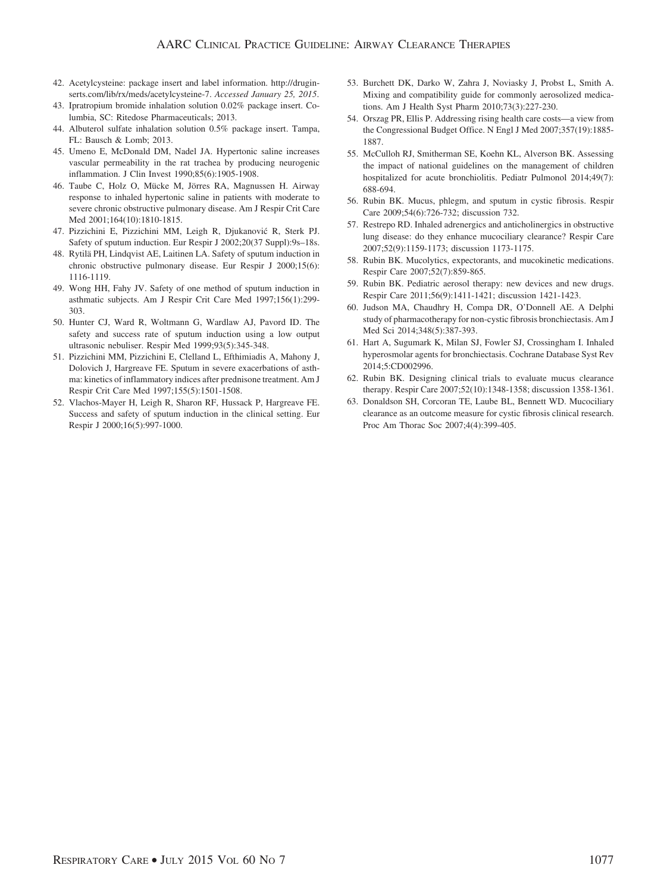42. Acetylcysteine: package insert and label information. http://druginserts.com/lib/rx/meds/acetylcysteine-7. *Accessed January 25, 2015*.
43. Ipratropium bromide inhalation solution 0.02% package insert. Columbia, SC: Ritedose Pharmaceuticals; 2013.
44. Albuterol sulfate inhalation solution 0.5% package insert. Tampa, FL: Bausch & Lomb; 2013.
45. Umeno E, McDonald DM, Nadel JA. Hypertonic saline increases vascular permeability in the rat trachea by producing neurogenic inflammation. J Clin Invest 1990;85(6):1905-1908.
46. Taube C, Holz O, Mücke M, Jörres RA, Magnussen H. Airway response to inhaled hypertonic saline in patients with moderate to severe chronic obstructive pulmonary disease. Am J Respir Crit Care Med 2001;164(10):1810-1815.
47. Pizzichini E, Pizzichini MM, Leigh R, Djukanović R, Sterk PJ. Safety of sputum induction. Eur Respir J 2002;20(37 Suppl):9s–18s.
48. Rytilä PH, Lindqvist AE, Laitinen LA. Safety of sputum induction in chronic obstructive pulmonary disease. Eur Respir J 2000;15(6): 1116-1119.
49. Wong HH, Fahy JV. Safety of one method of sputum induction in asthmatic subjects. Am J Respir Crit Care Med 1997;156(1):299-303.
50. Hunter CJ, Ward R, Woltmann G, Wardlaw AJ, Pavord ID. The safety and success rate of sputum induction using a low output ultrasonic nebuliser. Respir Med 1999;93(5):345-348.
51. Pizzichini MM, Pizzichini E, Clelland L, Efthimiadis A, Mahony J, Dolovich J, Hargreave FE. Sputum in severe exacerbations of asthma: kinetics of inflammatory indices after prednisone treatment. Am J Respir Crit Care Med 1997;155(5):1501-1508.
52. Vlachos-Mayer H, Leigh R, Sharon RF, Hussack P, Hargreave FE. Success and safety of sputum induction in the clinical setting. Eur Respir J 2000;16(5):997-1000.
53. Burchett DK, Darko W, Zahra J, Noviasky J, Probst L, Smith A. Mixing and compatibility guide for commonly aerosolized medications. Am J Health Syst Pharm 2010;73(3):227-230.
54. Orszag PR, Ellis P. Addressing rising health care costs—a view from the Congressional Budget Office. N Engl J Med 2007;357(19):1885-1887.
55. McCulloh RJ, Smitherman SE, Koehn KL, Alverson BK. Assessing the impact of national guidelines on the management of children hospitalized for acute bronchiolitis. Pediatr Pulmonol 2014;49(7): 688-694.
56. Rubin BK. Mucus, phlegm, and sputum in cystic fibrosis. Respir Care 2009;54(6):726-732; discussion 732.
57. Restrepo RD. Inhaled adrenergics and anticholinergics in obstructive lung disease: do they enhance mucociliary clearance? Respir Care 2007;52(9):1159-1173; discussion 1173-1175.
58. Rubin BK. Mucolytics, expectorants, and mucokinetic medications. Respir Care 2007;52(7):859-865.
59. Rubin BK. Pediatric aerosol therapy: new devices and new drugs. Respir Care 2011;56(9):1411-1421; discussion 1421-1423.
60. Judson MA, Chaudhry H, Compa DR, O'Donnell AE. A Delphi study of pharmacotherapy for non-cystic fibrosis bronchiectasis. Am J Med Sci 2014;348(5):387-393.
61. Hart A, Sugumark K, Milan SJ, Fowler SJ, Crossingham I. Inhaled hyperosmolar agents for bronchiectasis. Cochrane Database Syst Rev 2014;5:CD002996.
62. Rubin BK. Designing clinical trials to evaluate mucus clearance therapy. Respir Care 2007;52(10):1348-1358; discussion 1358-1361.
63. Donaldson SH, Corcoran TE, Laube BL, Bennett WD. Mucociliary clearance as an outcome measure for cystic fibrosis clinical research. Proc Am Thorac Soc 2007;4(4):399-405.